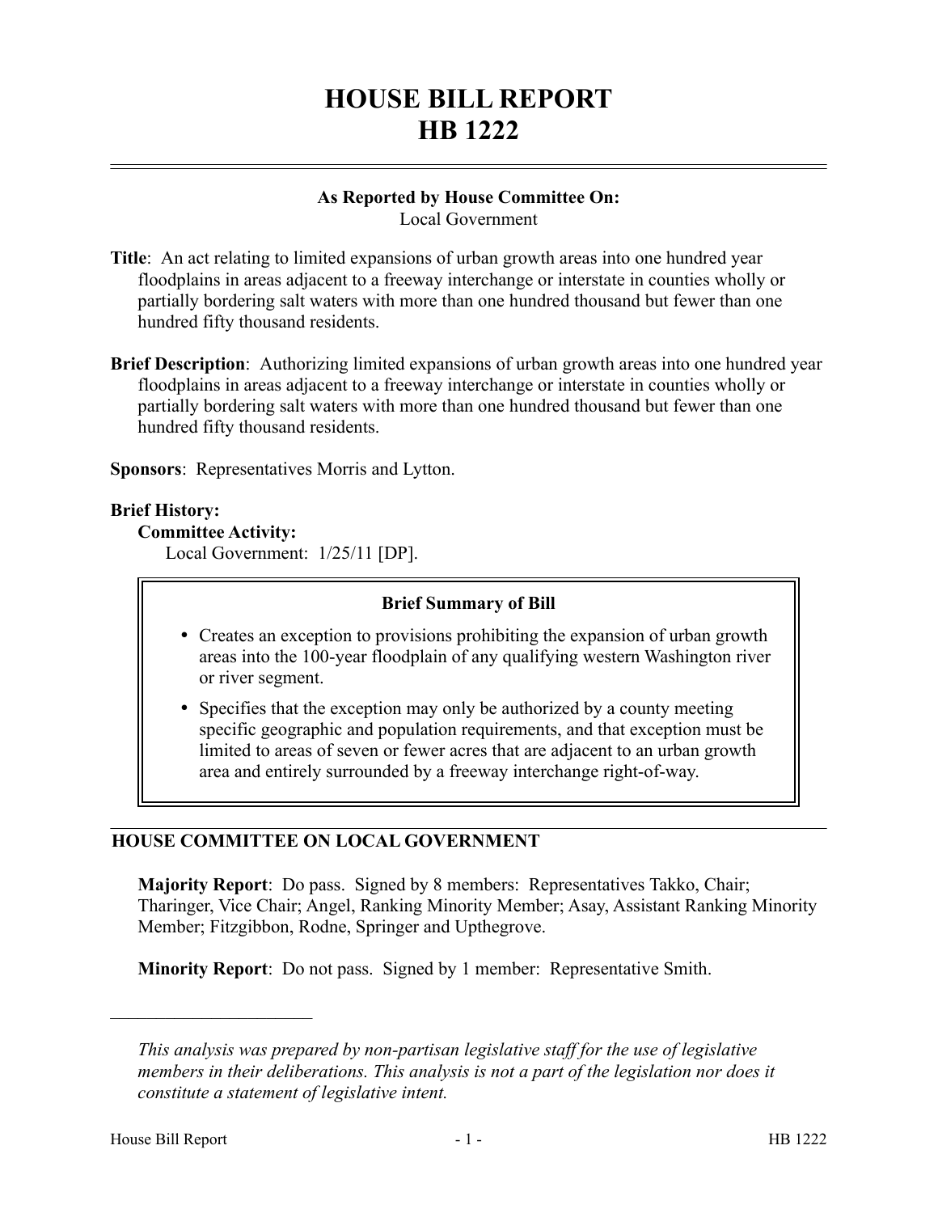# HOUSE BILL REPORT
# HB 1222

**As Reported by House Committee On:**
Local Government

**Title**: An act relating to limited expansions of urban growth areas into one hundred year floodplains in areas adjacent to a freeway interchange or interstate in counties wholly or partially bordering salt waters with more than one hundred thousand but fewer than one hundred fifty thousand residents.

**Brief Description**: Authorizing limited expansions of urban growth areas into one hundred year floodplains in areas adjacent to a freeway interchange or interstate in counties wholly or partially bordering salt waters with more than one hundred thousand but fewer than one hundred fifty thousand residents.

**Sponsors**: Representatives Morris and Lytton.

**Brief History:**

**Committee Activity:**

Local Government: 1/25/11 [DP].

**Brief Summary of Bill**

- Creates an exception to provisions prohibiting the expansion of urban growth areas into the 100-year floodplain of any qualifying western Washington river or river segment.
- Specifies that the exception may only be authorized by a county meeting specific geographic and population requirements, and that exception must be limited to areas of seven or fewer acres that are adjacent to an urban growth area and entirely surrounded by a freeway interchange right-of-way.

## HOUSE COMMITTEE ON LOCAL GOVERNMENT

**Majority Report**: Do pass. Signed by 8 members: Representatives Takko, Chair; Tharinger, Vice Chair; Angel, Ranking Minority Member; Asay, Assistant Ranking Minority Member; Fitzgibbon, Rodne, Springer and Upthegrove.

**Minority Report**: Do not pass. Signed by 1 member: Representative Smith.

---

*This analysis was prepared by non-partisan legislative staff for the use of legislative members in their deliberations. This analysis is not a part of the legislation nor does it constitute a statement of legislative intent.*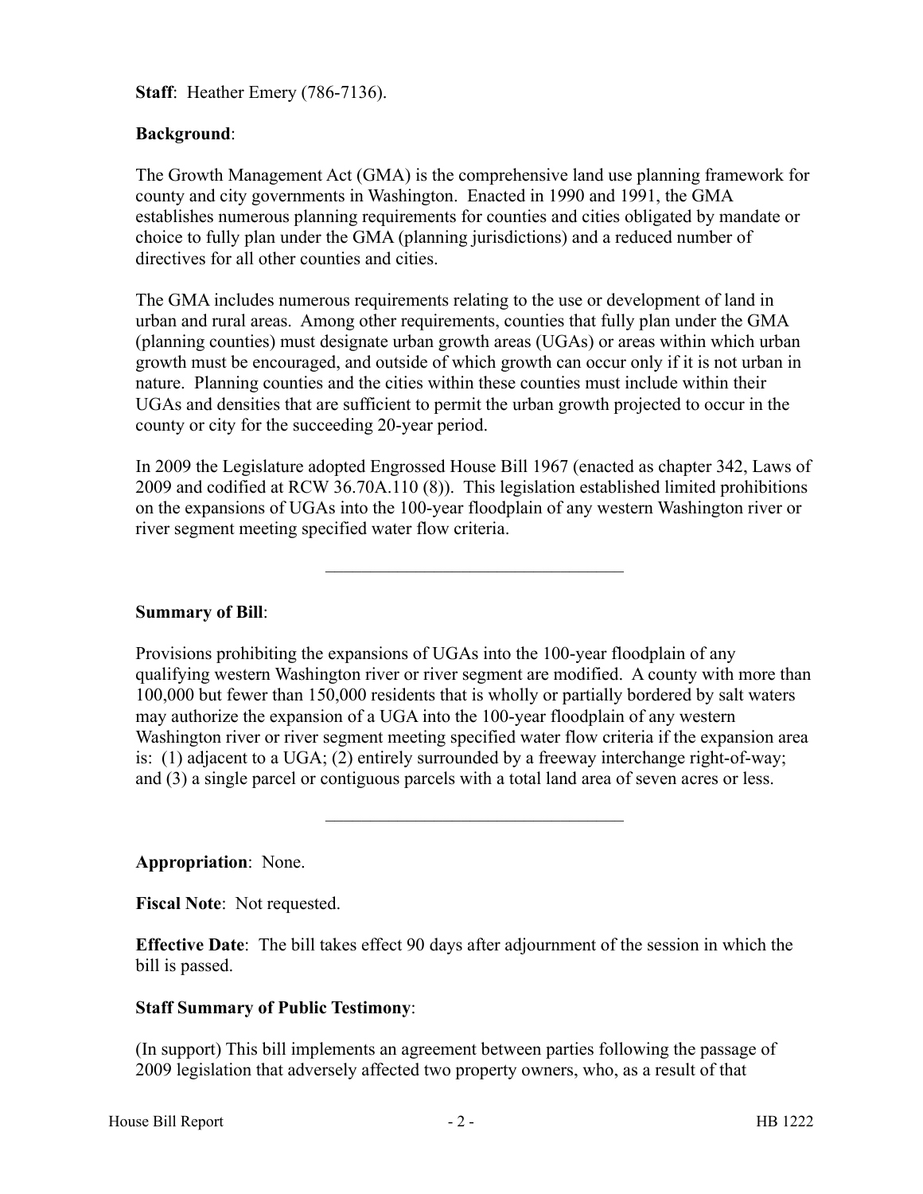**Staff**: Heather Emery (786-7136).

**Background**:

The Growth Management Act (GMA) is the comprehensive land use planning framework for county and city governments in Washington. Enacted in 1990 and 1991, the GMA establishes numerous planning requirements for counties and cities obligated by mandate or choice to fully plan under the GMA (planning jurisdictions) and a reduced number of directives for all other counties and cities.

The GMA includes numerous requirements relating to the use or development of land in urban and rural areas. Among other requirements, counties that fully plan under the GMA (planning counties) must designate urban growth areas (UGAs) or areas within which urban growth must be encouraged, and outside of which growth can occur only if it is not urban in nature. Planning counties and the cities within these counties must include within their UGAs and densities that are sufficient to permit the urban growth projected to occur in the county or city for the succeeding 20-year period.

In 2009 the Legislature adopted Engrossed House Bill 1967 (enacted as chapter 342, Laws of 2009 and codified at RCW 36.70A.110 (8)). This legislation established limited prohibitions on the expansions of UGAs into the 100-year floodplain of any western Washington river or river segment meeting specified water flow criteria.

---

**Summary of Bill**:

Provisions prohibiting the expansions of UGAs into the 100-year floodplain of any qualifying western Washington river or river segment are modified. A county with more than 100,000 but fewer than 150,000 residents that is wholly or partially bordered by salt waters may authorize the expansion of a UGA into the 100-year floodplain of any western Washington river or river segment meeting specified water flow criteria if the expansion area is: (1) adjacent to a UGA; (2) entirely surrounded by a freeway interchange right-of-way; and (3) a single parcel or contiguous parcels with a total land area of seven acres or less.

---

**Appropriation**: None.

**Fiscal Note**: Not requested.

**Effective Date**: The bill takes effect 90 days after adjournment of the session in which the bill is passed.

**Staff Summary of Public Testimony**:

(In support) This bill implements an agreement between parties following the passage of 2009 legislation that adversely affected two property owners, who, as a result of that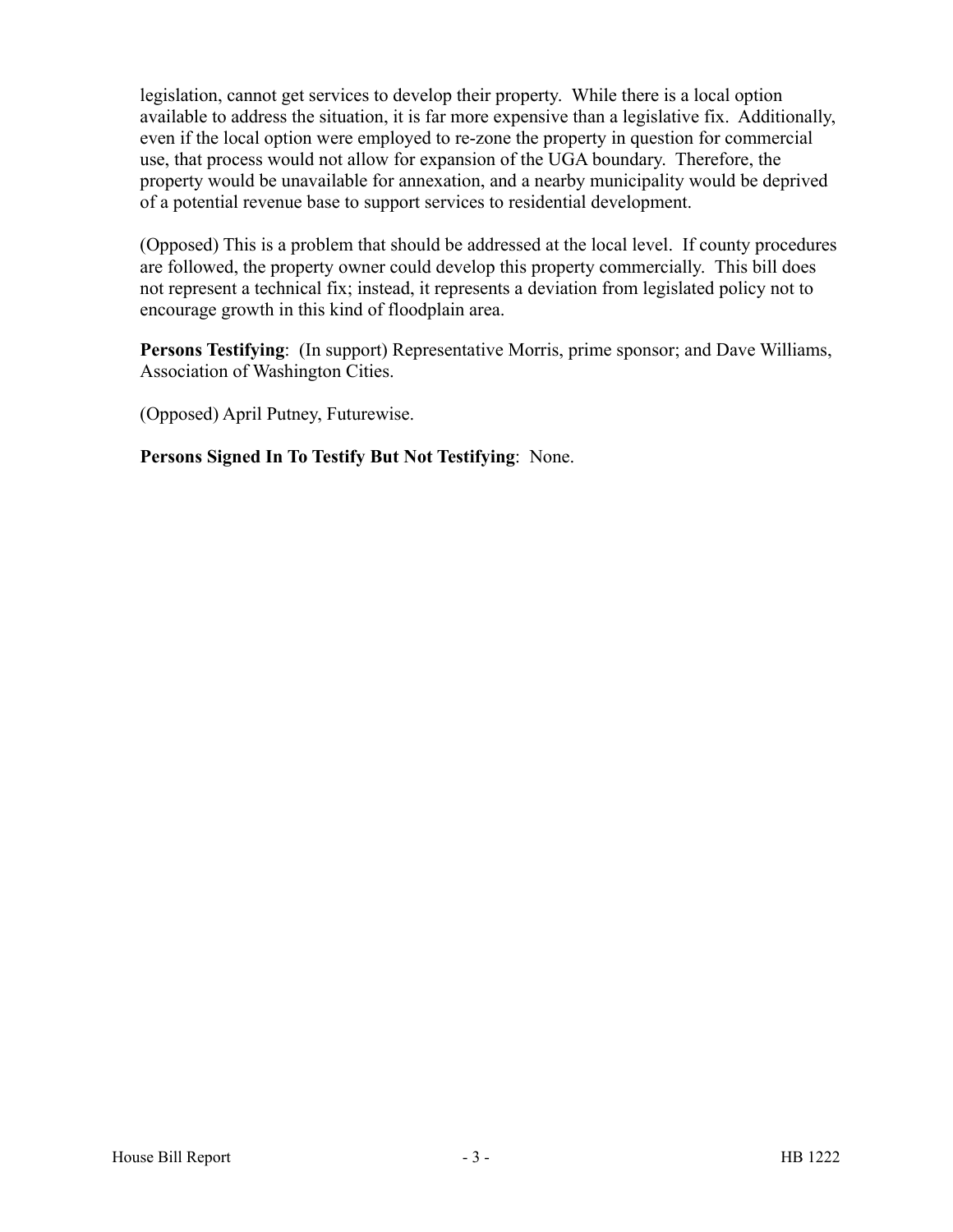legislation, cannot get services to develop their property. While there is a local option available to address the situation, it is far more expensive than a legislative fix. Additionally, even if the local option were employed to re-zone the property in question for commercial use, that process would not allow for expansion of the UGA boundary. Therefore, the property would be unavailable for annexation, and a nearby municipality would be deprived of a potential revenue base to support services to residential development.

(Opposed) This is a problem that should be addressed at the local level. If county procedures are followed, the property owner could develop this property commercially. This bill does not represent a technical fix; instead, it represents a deviation from legislated policy not to encourage growth in this kind of floodplain area.

**Persons Testifying**: (In support) Representative Morris, prime sponsor; and Dave Williams, Association of Washington Cities.

(Opposed) April Putney, Futurewise.

**Persons Signed In To Testify But Not Testifying**: None.